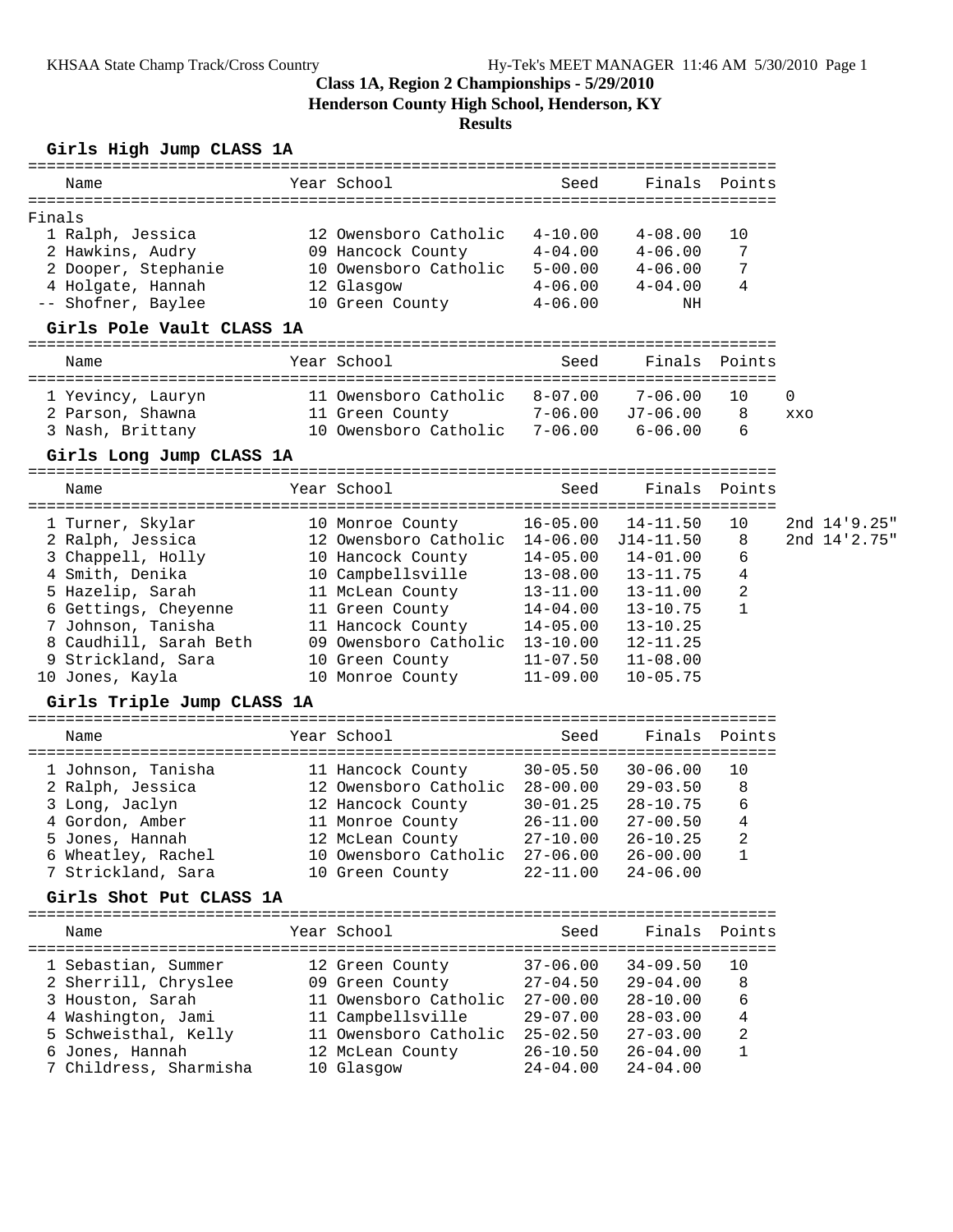KHSAA State Champ Track/Cross Country

# Class 1A, Region 2 Championships - 5/29/2010

## Henderson County High School, Henderson, KY

## Results

### Girls High Jump CLASS 1A

Finals

| | Name | Year | School | Seed | Finals | Points |
|---|---|---|---|---|---|---|
| 1 | Ralph, Jessica | 12 | Owensboro Catholic | 4-10.00 | 4-08.00 | 10 |
| 2 | Hawkins, Audry | 09 | Hancock County | 4-04.00 | 4-06.00 | 7 |
| 2 | Dooper, Stephanie | 10 | Owensboro Catholic | 5-00.00 | 4-06.00 | 7 |
| 4 | Holgate, Hannah | 12 | Glasgow | 4-06.00 | 4-04.00 | 4 |
| -- | Shofner, Baylee | 10 | Green County | 4-06.00 | NH | |

### Girls Pole Vault CLASS 1A

| | Name | Year | School | Seed | Finals | Points | |
|---|---|---|---|---|---|---|---|
| 1 | Yevincy, Lauryn | 11 | Owensboro Catholic | 8-07.00 | 7-06.00 | 10 | 0 |
| 2 | Parson, Shawna | 11 | Green County | 7-06.00 | J7-06.00 | 8 | xxo |
| 3 | Nash, Brittany | 10 | Owensboro Catholic | 7-06.00 | 6-06.00 | 6 | |

### Girls Long Jump CLASS 1A

| | Name | Year | School | Seed | Finals | Points | |
|---|---|---|---|---|---|---|---|
| 1 | Turner, Skylar | 10 | Monroe County | 16-05.00 | 14-11.50 | 10 | 2nd 14'9.25" |
| 2 | Ralph, Jessica | 12 | Owensboro Catholic | 14-06.00 | J14-11.50 | 8 | 2nd 14'2.75" |
| 3 | Chappell, Holly | 10 | Hancock County | 14-05.00 | 14-01.00 | 6 | |
| 4 | Smith, Denika | 10 | Campbellsville | 13-08.00 | 13-11.75 | 4 | |
| 5 | Hazelip, Sarah | 11 | McLean County | 13-11.00 | 13-11.00 | 2 | |
| 6 | Gettings, Cheyenne | 11 | Green County | 14-04.00 | 13-10.75 | 1 | |
| 7 | Johnson, Tanisha | 11 | Hancock County | 14-05.00 | 13-10.25 | | |
| 8 | Caudhill, Sarah Beth | 09 | Owensboro Catholic | 13-10.00 | 12-11.25 | | |
| 9 | Strickland, Sara | 10 | Green County | 11-07.50 | 11-08.00 | | |
| 10 | Jones, Kayla | 10 | Monroe County | 11-09.00 | 10-05.75 | | |

### Girls Triple Jump CLASS 1A

| | Name | Year | School | Seed | Finals | Points |
|---|---|---|---|---|---|---|
| 1 | Johnson, Tanisha | 11 | Hancock County | 30-05.50 | 30-06.00 | 10 |
| 2 | Ralph, Jessica | 12 | Owensboro Catholic | 28-00.00 | 29-03.50 | 8 |
| 3 | Long, Jaclyn | 12 | Hancock County | 30-01.25 | 28-10.75 | 6 |
| 4 | Gordon, Amber | 11 | Monroe County | 26-11.00 | 27-00.50 | 4 |
| 5 | Jones, Hannah | 12 | McLean County | 27-10.00 | 26-10.25 | 2 |
| 6 | Wheatley, Rachel | 10 | Owensboro Catholic | 27-06.00 | 26-00.00 | 1 |
| 7 | Strickland, Sara | 10 | Green County | 22-11.00 | 24-06.00 | |

### Girls Shot Put CLASS 1A

| | Name | Year | School | Seed | Finals | Points |
|---|---|---|---|---|---|---|
| 1 | Sebastian, Summer | 12 | Green County | 37-06.00 | 34-09.50 | 10 |
| 2 | Sherrill, Chryslee | 09 | Green County | 27-04.50 | 29-04.00 | 8 |
| 3 | Houston, Sarah | 11 | Owensboro Catholic | 27-00.00 | 28-10.00 | 6 |
| 4 | Washington, Jami | 11 | Campbellsville | 29-07.00 | 28-03.00 | 4 |
| 5 | Schweisthal, Kelly | 11 | Owensboro Catholic | 25-02.50 | 27-03.00 | 2 |
| 6 | Jones, Hannah | 12 | McLean County | 26-10.50 | 26-04.00 | 1 |
| 7 | Childress, Sharmisha | 10 | Glasgow | 24-04.00 | 24-04.00 | |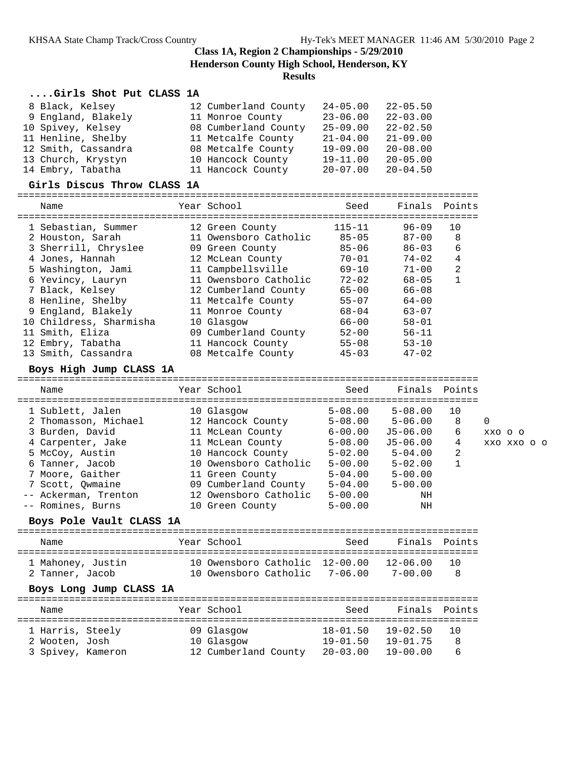## Class 1A, Region 2 Championships - 5/29/2010

**Henderson County High School, Henderson, KY**

**Results**

### ....Girls Shot Put CLASS 1A

| Name | Year | School | Seed | Finals |
|---|---|---|---|---|
| 8 Black, Kelsey | 12 | Cumberland County | 24-05.00 | 22-05.50 |
| 9 England, Blakely | 11 | Monroe County | 23-06.00 | 22-03.00 |
| 10 Spivey, Kelsey | 08 | Cumberland County | 25-09.00 | 22-02.50 |
| 11 Henline, Shelby | 11 | Metcalfe County | 21-04.00 | 21-09.00 |
| 12 Smith, Cassandra | 08 | Metcalfe County | 19-09.00 | 20-08.00 |
| 13 Church, Krystyn | 10 | Hancock County | 19-11.00 | 20-05.00 |
| 14 Embry, Tabatha | 11 | Hancock County | 20-07.00 | 20-04.50 |

### Girls Discus Throw CLASS 1A

| Name | Year | School | Seed | Finals | Points |
|---|---|---|---|---|---|
| 1 Sebastian, Summer | 12 | Green County | 115-11 | 96-09 | 10 |
| 2 Houston, Sarah | 11 | Owensboro Catholic | 85-05 | 87-00 | 8 |
| 3 Sherrill, Chryslee | 09 | Green County | 85-06 | 86-03 | 6 |
| 4 Jones, Hannah | 12 | McLean County | 70-01 | 74-02 | 4 |
| 5 Washington, Jami | 11 | Campbellsville | 69-10 | 71-00 | 2 |
| 6 Yevincy, Lauryn | 11 | Owensboro Catholic | 72-02 | 68-05 | 1 |
| 7 Black, Kelsey | 12 | Cumberland County | 65-00 | 66-08 | |
| 8 Henline, Shelby | 11 | Metcalfe County | 55-07 | 64-00 | |
| 9 England, Blakely | 11 | Monroe County | 68-04 | 63-07 | |
| 10 Childress, Sharmisha | 10 | Glasgow | 66-00 | 58-01 | |
| 11 Smith, Eliza | 09 | Cumberland County | 52-00 | 56-11 | |
| 12 Embry, Tabatha | 11 | Hancock County | 55-08 | 53-10 | |
| 13 Smith, Cassandra | 08 | Metcalfe County | 45-03 | 47-02 | |

### Boys High Jump CLASS 1A

| Name | Year | School | Seed | Finals | Points | |
|---|---|---|---|---|---|---|
| 1 Sublett, Jalen | 10 | Glasgow | 5-08.00 | 5-08.00 | 10 | |
| 2 Thomasson, Michael | 12 | Hancock County | 5-08.00 | 5-06.00 | 8 | O |
| 3 Burden, David | 11 | McLean County | 6-00.00 | J5-06.00 | 6 | XXO O O |
| 4 Carpenter, Jake | 11 | McLean County | 5-08.00 | J5-06.00 | 4 | XXO XXO O O |
| 5 McCoy, Austin | 10 | Hancock County | 5-02.00 | 5-04.00 | 2 | |
| 6 Tanner, Jacob | 10 | Owensboro Catholic | 5-00.00 | 5-02.00 | 1 | |
| 7 Moore, Gaither | 11 | Green County | 5-04.00 | 5-00.00 | | |
| 7 Scott, Qwmaine | 09 | Cumberland County | 5-04.00 | 5-00.00 | | |
| -- Ackerman, Trenton | 12 | Owensboro Catholic | 5-00.00 | NH | | |
| -- Romines, Burns | 10 | Green County | 5-00.00 | NH | | |

### Boys Pole Vault CLASS 1A

| Name | Year | School | Seed | Finals | Points |
|---|---|---|---|---|---|
| 1 Mahoney, Justin | 10 | Owensboro Catholic | 12-00.00 | 12-06.00 | 10 |
| 2 Tanner, Jacob | 10 | Owensboro Catholic | 7-06.00 | 7-00.00 | 8 |

### Boys Long Jump CLASS 1A

| Name | Year | School | Seed | Finals | Points |
|---|---|---|---|---|---|
| 1 Harris, Steely | 09 | Glasgow | 18-01.50 | 19-02.50 | 10 |
| 2 Wooten, Josh | 10 | Glasgow | 19-01.50 | 19-01.75 | 8 |
| 3 Spivey, Kameron | 12 | Cumberland County | 20-03.00 | 19-00.00 | 6 |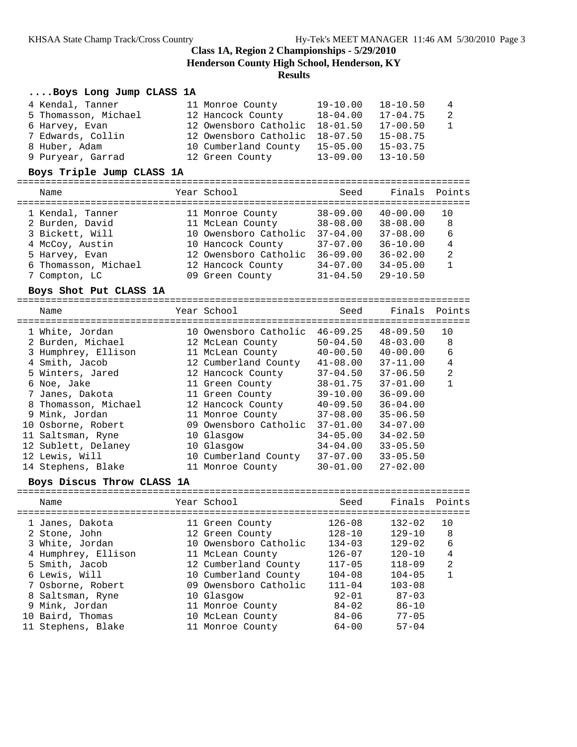**Class 1A, Region 2 Championships - 5/29/2010**

**Henderson County High School, Henderson, KY**

**Results**

### ....Boys Long Jump CLASS 1A

| | | | | | | |
|---|---|---|---|---|---|---|
| 4 | Kendal, Tanner | 11 | Monroe County | 19-10.00 | 18-10.50 | 4 |
| 5 | Thomasson, Michael | 12 | Hancock County | 18-04.00 | 17-04.75 | 2 |
| 6 | Harvey, Evan | 12 | Owensboro Catholic | 18-01.50 | 17-00.50 | 1 |
| 7 | Edwards, Collin | 12 | Owensboro Catholic | 18-07.50 | 15-08.75 | |
| 8 | Huber, Adam | 10 | Cumberland County | 15-05.00 | 15-03.75 | |
| 9 | Puryear, Garrad | 12 | Green County | 13-09.00 | 13-10.50 | |

### Boys Triple Jump CLASS 1A

| | Name | Year | School | Seed | Finals | Points |
|---|---|---|---|---|---|---|
| 1 | Kendal, Tanner | 11 | Monroe County | 38-09.00 | 40-00.00 | 10 |
| 2 | Burden, David | 11 | McLean County | 38-08.00 | 38-08.00 | 8 |
| 3 | Bickett, Will | 10 | Owensboro Catholic | 37-04.00 | 37-08.00 | 6 |
| 4 | McCoy, Austin | 10 | Hancock County | 37-07.00 | 36-10.00 | 4 |
| 5 | Harvey, Evan | 12 | Owensboro Catholic | 36-09.00 | 36-02.00 | 2 |
| 6 | Thomasson, Michael | 12 | Hancock County | 34-07.00 | 34-05.00 | 1 |
| 7 | Compton, LC | 09 | Green County | 31-04.50 | 29-10.50 | |

### Boys Shot Put CLASS 1A

| | Name | Year | School | Seed | Finals | Points |
|---|---|---|---|---|---|---|
| 1 | White, Jordan | 10 | Owensboro Catholic | 46-09.25 | 48-09.50 | 10 |
| 2 | Burden, Michael | 12 | McLean County | 50-04.50 | 48-03.00 | 8 |
| 3 | Humphrey, Ellison | 11 | McLean County | 40-00.50 | 40-00.00 | 6 |
| 4 | Smith, Jacob | 12 | Cumberland County | 41-08.00 | 37-11.00 | 4 |
| 5 | Winters, Jared | 12 | Hancock County | 37-04.50 | 37-06.50 | 2 |
| 6 | Noe, Jake | 11 | Green County | 38-01.75 | 37-01.00 | 1 |
| 7 | Janes, Dakota | 11 | Green County | 39-10.00 | 36-09.00 | |
| 8 | Thomasson, Michael | 12 | Hancock County | 40-09.50 | 36-04.00 | |
| 9 | Mink, Jordan | 11 | Monroe County | 37-08.00 | 35-06.50 | |
| 10 | Osborne, Robert | 09 | Owensboro Catholic | 37-01.00 | 34-07.00 | |
| 11 | Saltsman, Ryne | 10 | Glasgow | 34-05.00 | 34-02.50 | |
| 12 | Sublett, Delaney | 10 | Glasgow | 34-04.00 | 33-05.50 | |
| 12 | Lewis, Will | 10 | Cumberland County | 37-07.00 | 33-05.50 | |
| 14 | Stephens, Blake | 11 | Monroe County | 30-01.00 | 27-02.00 | |

### Boys Discus Throw CLASS 1A

| | Name | Year | School | Seed | Finals | Points |
|---|---|---|---|---|---|---|
| 1 | Janes, Dakota | 11 | Green County | 126-08 | 132-02 | 10 |
| 2 | Stone, John | 12 | Green County | 128-10 | 129-10 | 8 |
| 3 | White, Jordan | 10 | Owensboro Catholic | 134-03 | 129-02 | 6 |
| 4 | Humphrey, Ellison | 11 | McLean County | 126-07 | 120-10 | 4 |
| 5 | Smith, Jacob | 12 | Cumberland County | 117-05 | 118-09 | 2 |
| 6 | Lewis, Will | 10 | Cumberland County | 104-08 | 104-05 | 1 |
| 7 | Osborne, Robert | 09 | Owensboro Catholic | 111-04 | 103-08 | |
| 8 | Saltsman, Ryne | 10 | Glasgow | 92-01 | 87-03 | |
| 9 | Mink, Jordan | 11 | Monroe County | 84-02 | 86-10 | |
| 10 | Baird, Thomas | 10 | McLean County | 84-06 | 77-05 | |
| 11 | Stephens, Blake | 11 | Monroe County | 64-00 | 57-04 | |